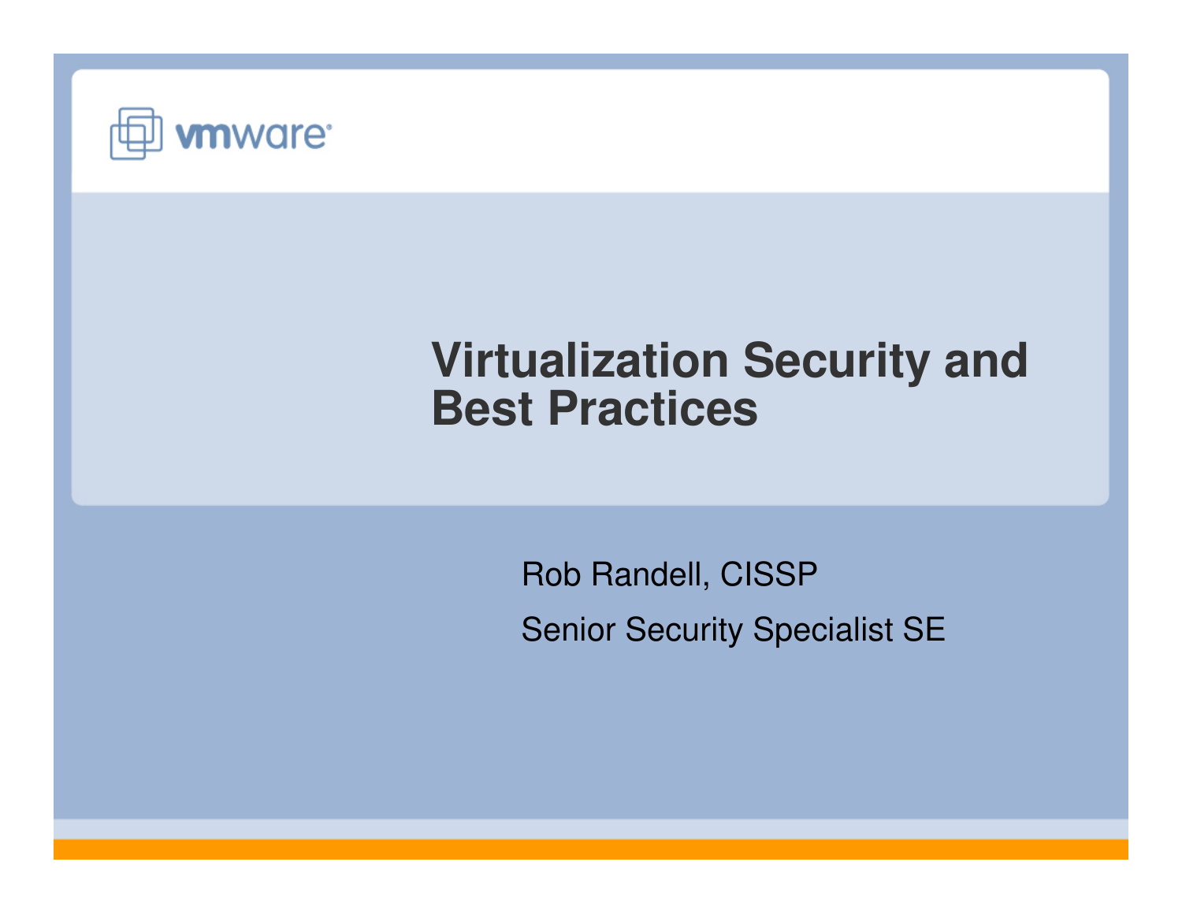vmware

# Virtualization Security and Best Practices

Rob Randell, CISSP

Senior Security Specialist SE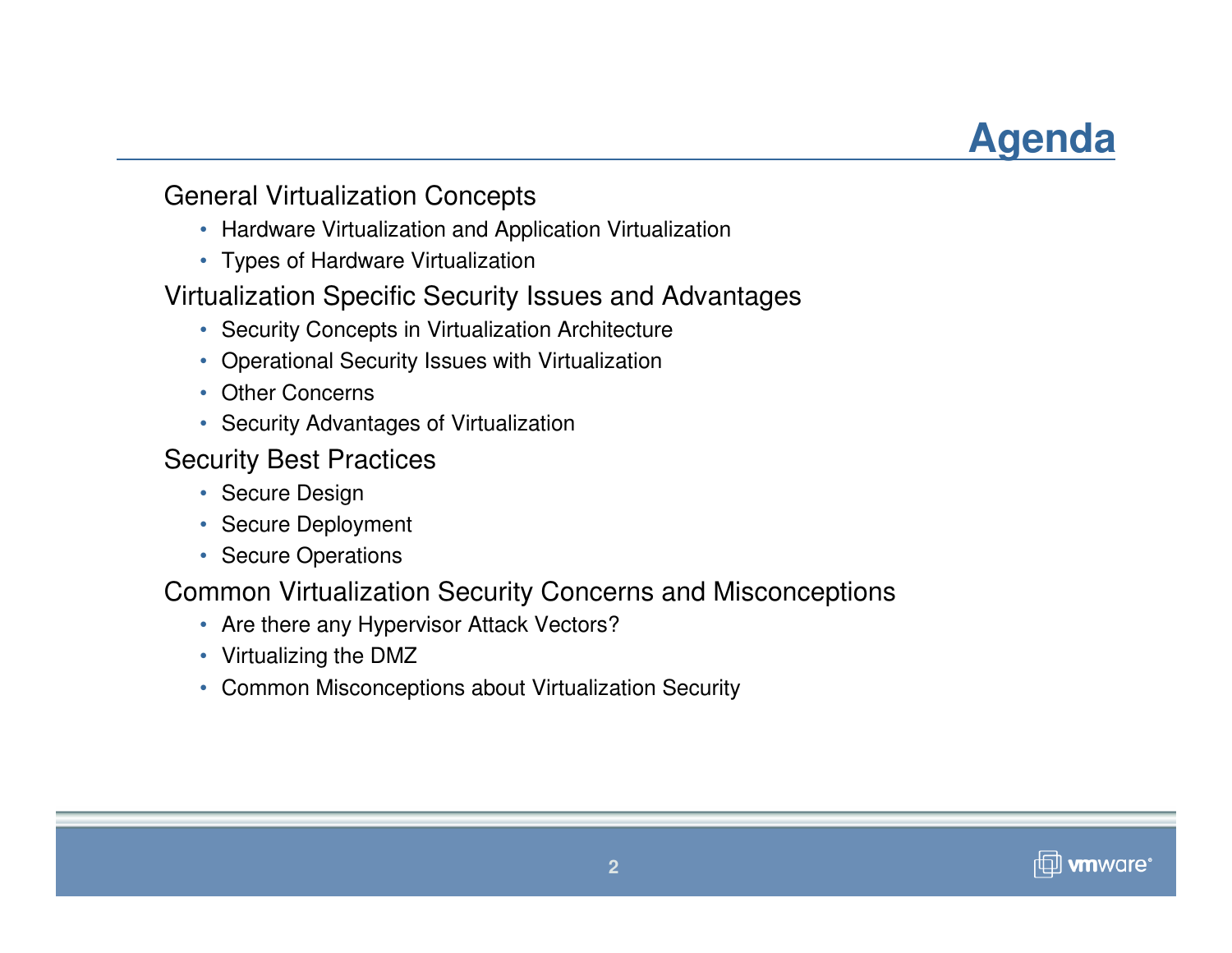# Agenda

General Virtualization Concepts

- Hardware Virtualization and Application Virtualization
- Types of Hardware Virtualization

Virtualization Specific Security Issues and Advantages

- Security Concepts in Virtualization Architecture
- Operational Security Issues with Virtualization
- Other Concerns
- Security Advantages of Virtualization

Security Best Practices

- Secure Design
- Secure Deployment
- Secure Operations

Common Virtualization Security Concerns and Misconceptions

- Are there any Hypervisor Attack Vectors?
- Virtualizing the DMZ
- Common Misconceptions about Virtualization Security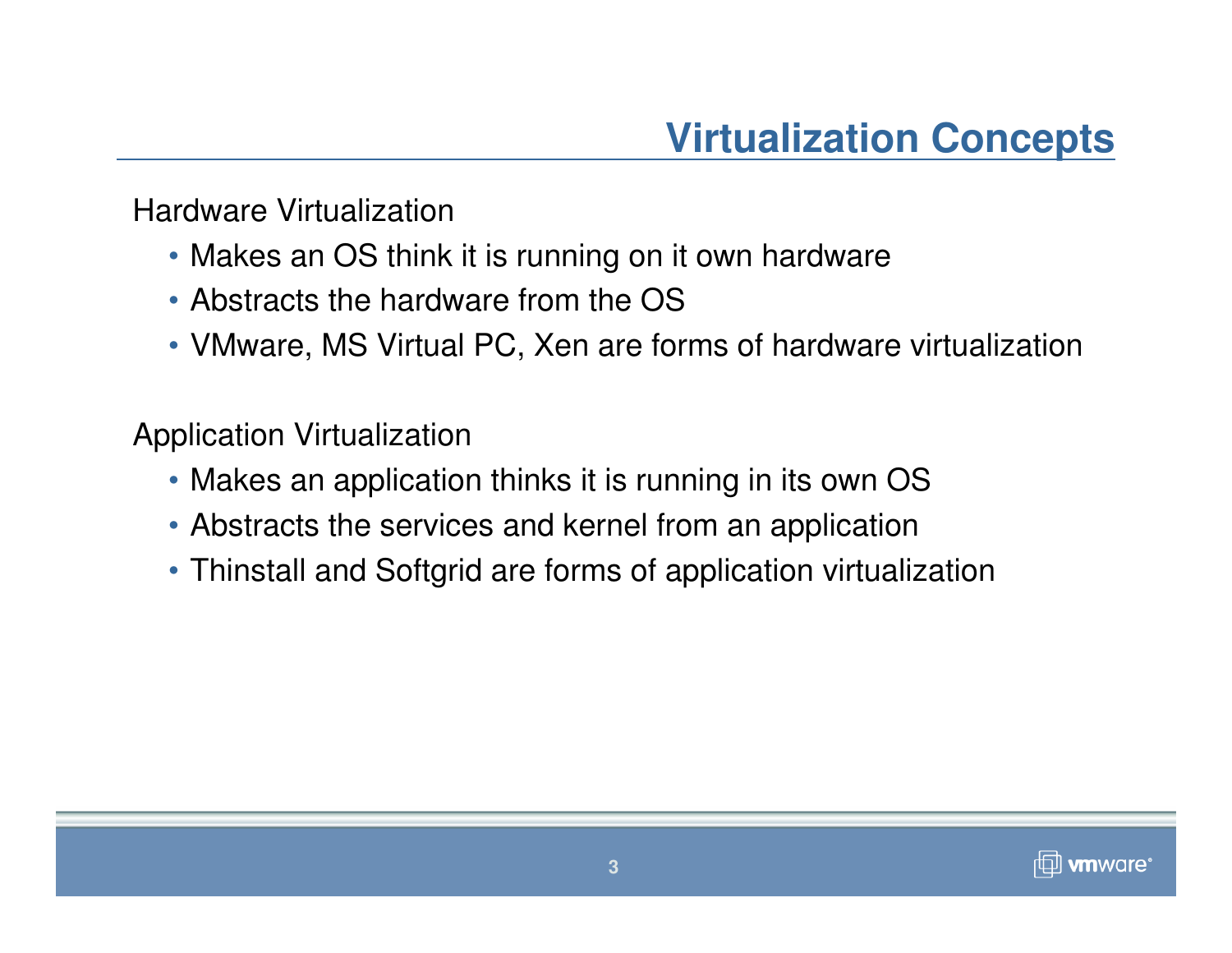# Virtualization Concepts

Hardware Virtualization

- Makes an OS think it is running on it own hardware
- Abstracts the hardware from the OS
- VMware, MS Virtual PC, Xen are forms of hardware virtualization

Application Virtualization

- Makes an application thinks it is running in its own OS
- Abstracts the services and kernel from an application
- Thinstall and Softgrid are forms of application virtualization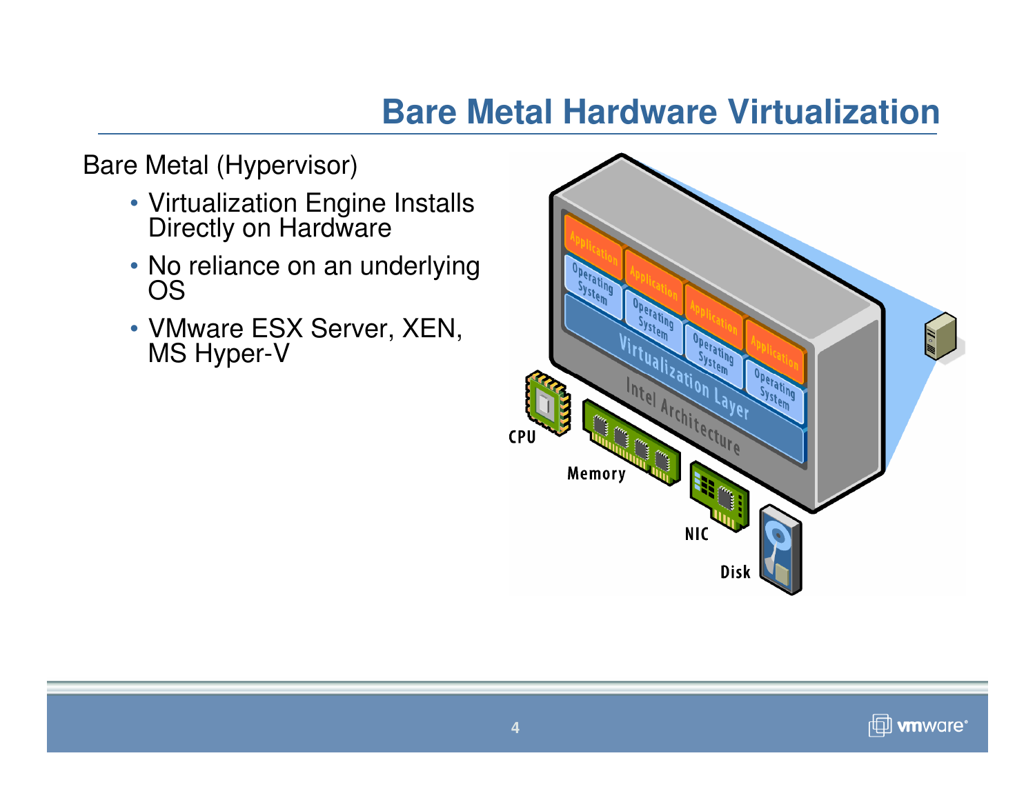# Bare Metal Hardware Virtualization

Bare Metal (Hypervisor)

- Virtualization Engine Installs Directly on Hardware
- No reliance on an underlying OS
- VMware ESX Server, XEN, MS Hyper-V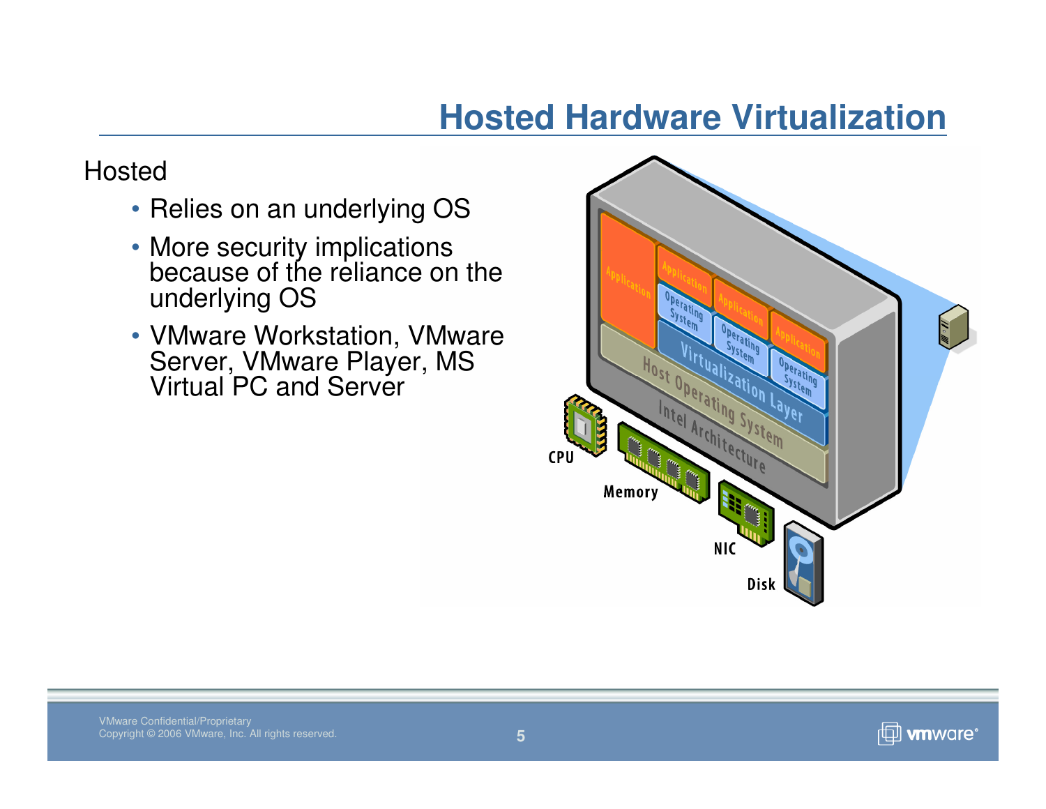# Hosted Hardware Virtualization

Hosted

- Relies on an underlying OS
- More security implications because of the reliance on the underlying OS
- VMware Workstation, VMware Server, VMware Player, MS Virtual PC and Server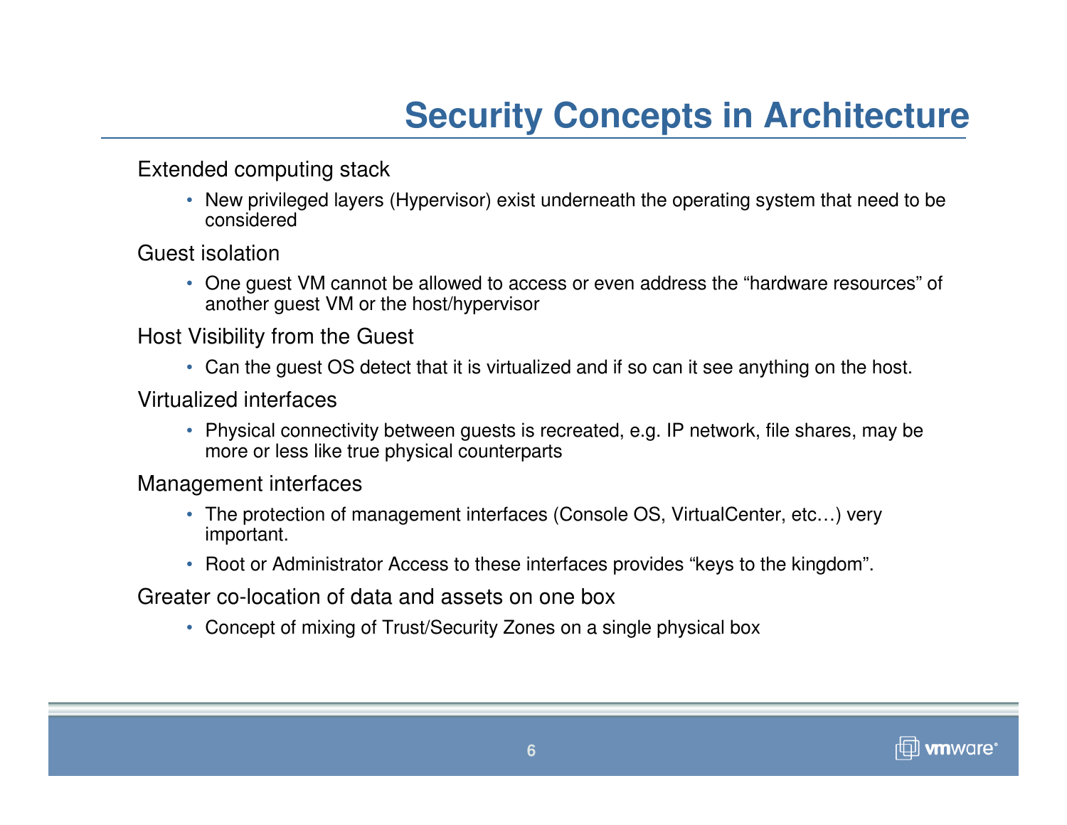# Security Concepts in Architecture

Extended computing stack

- New privileged layers (Hypervisor) exist underneath the operating system that need to be considered

Guest isolation

- One guest VM cannot be allowed to access or even address the “hardware resources” of another guest VM or the host/hypervisor

Host Visibility from the Guest

- Can the guest OS detect that it is virtualized and if so can it see anything on the host.

Virtualized interfaces

- Physical connectivity between guests is recreated, e.g. IP network, file shares, may be more or less like true physical counterparts

Management interfaces

- The protection of management interfaces (Console OS, VirtualCenter, etc…) very important.
- Root or Administrator Access to these interfaces provides “keys to the kingdom”.

Greater co-location of data and assets on one box

- Concept of mixing of Trust/Security Zones on a single physical box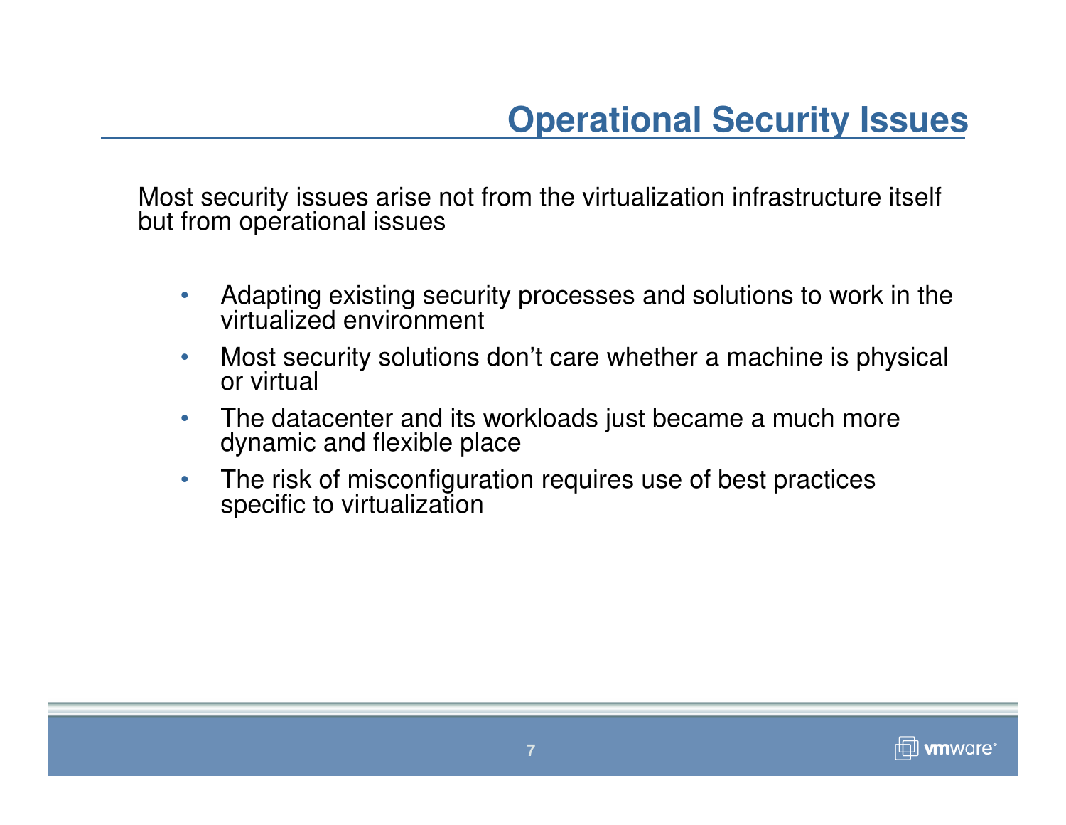# Operational Security Issues

Most security issues arise not from the virtualization infrastructure itself but from operational issues

- Adapting existing security processes and solutions to work in the virtualized environment
- Most security solutions don't care whether a machine is physical or virtual
- The datacenter and its workloads just became a much more dynamic and flexible place
- The risk of misconfiguration requires use of best practices specific to virtualization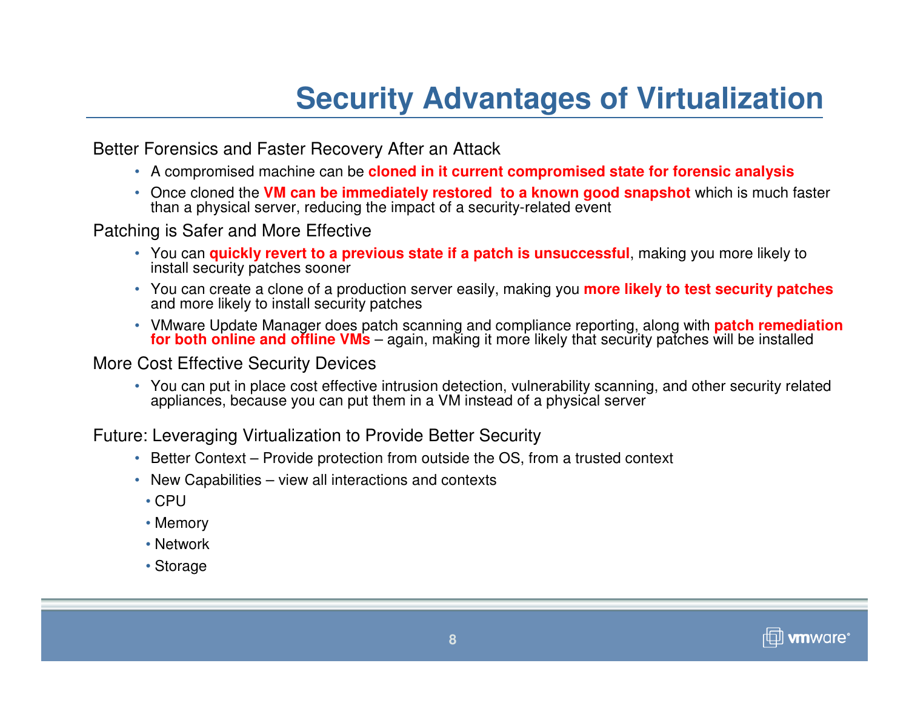# Security Advantages of Virtualization

Better Forensics and Faster Recovery After an Attack

- A compromised machine can be **cloned in it current compromised state for forensic analysis**
- Once cloned the **VM can be immediately restored to a known good snapshot** which is much faster than a physical server, reducing the impact of a security-related event

Patching is Safer and More Effective

- You can **quickly revert to a previous state if a patch is unsuccessful**, making you more likely to install security patches sooner
- You can create a clone of a production server easily, making you **more likely to test security patches** and more likely to install security patches
- VMware Update Manager does patch scanning and compliance reporting, along with **patch remediation for both online and offline VMs** – again, making it more likely that security patches will be installed

More Cost Effective Security Devices

- You can put in place cost effective intrusion detection, vulnerability scanning, and other security related appliances, because you can put them in a VM instead of a physical server

Future: Leveraging Virtualization to Provide Better Security

- Better Context – Provide protection from outside the OS, from a trusted context
- New Capabilities – view all interactions and contexts
  - CPU
  - Memory
  - Network
  - Storage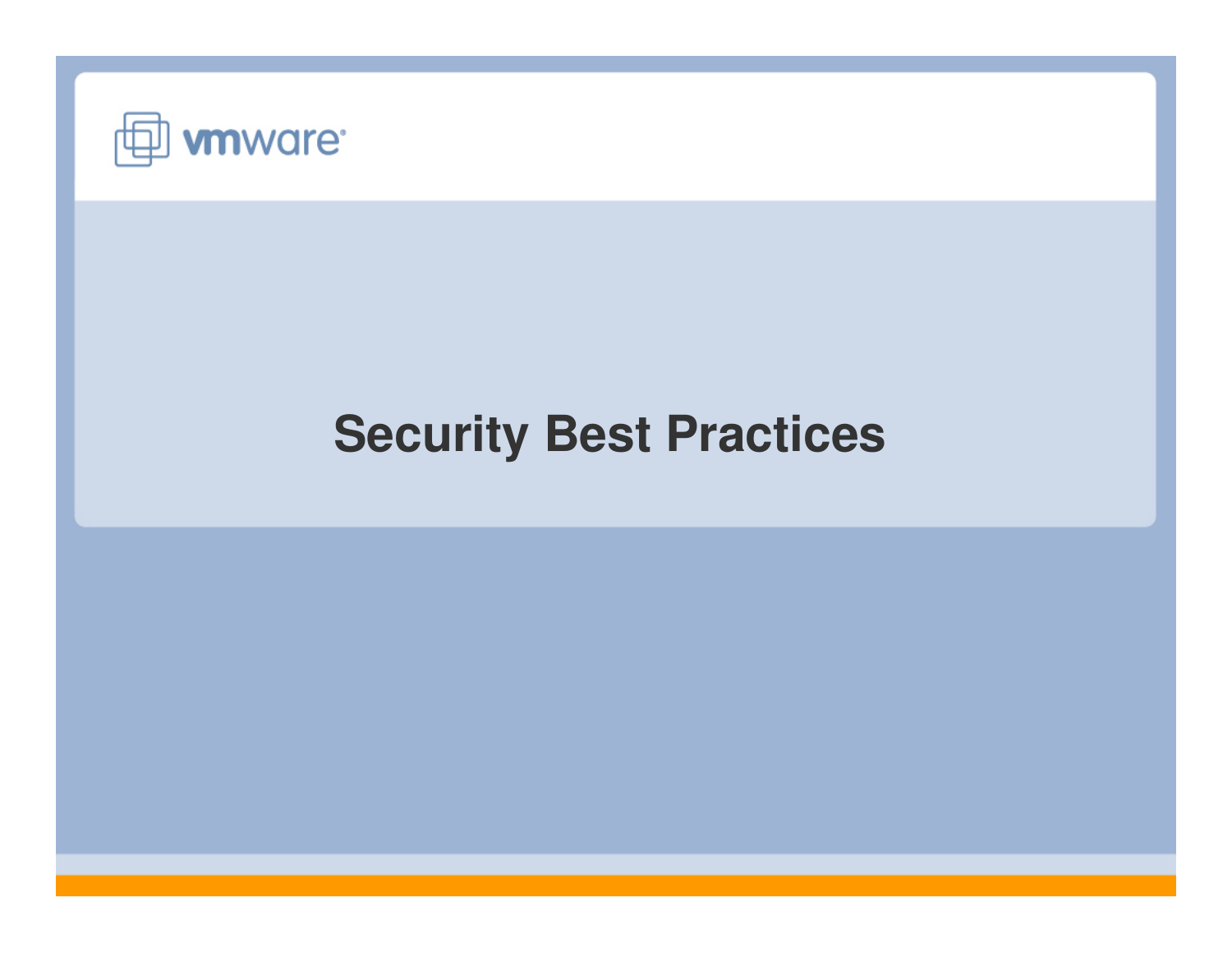# Security Best Practices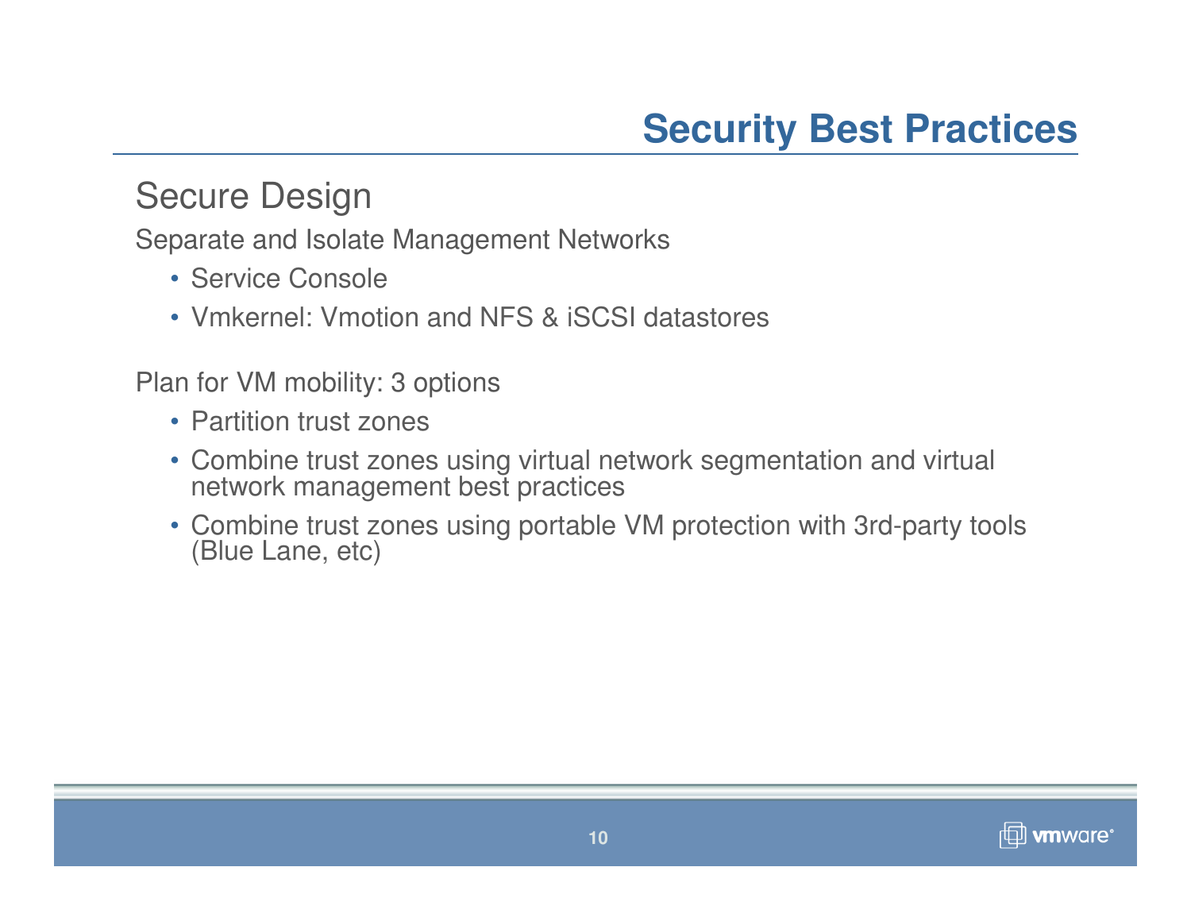# Security Best Practices

## Secure Design

Separate and Isolate Management Networks

- Service Console
- Vmkernel: Vmotion and NFS & iSCSI datastores

Plan for VM mobility: 3 options

- Partition trust zones
- Combine trust zones using virtual network segmentation and virtual network management best practices
- Combine trust zones using portable VM protection with 3rd-party tools (Blue Lane, etc)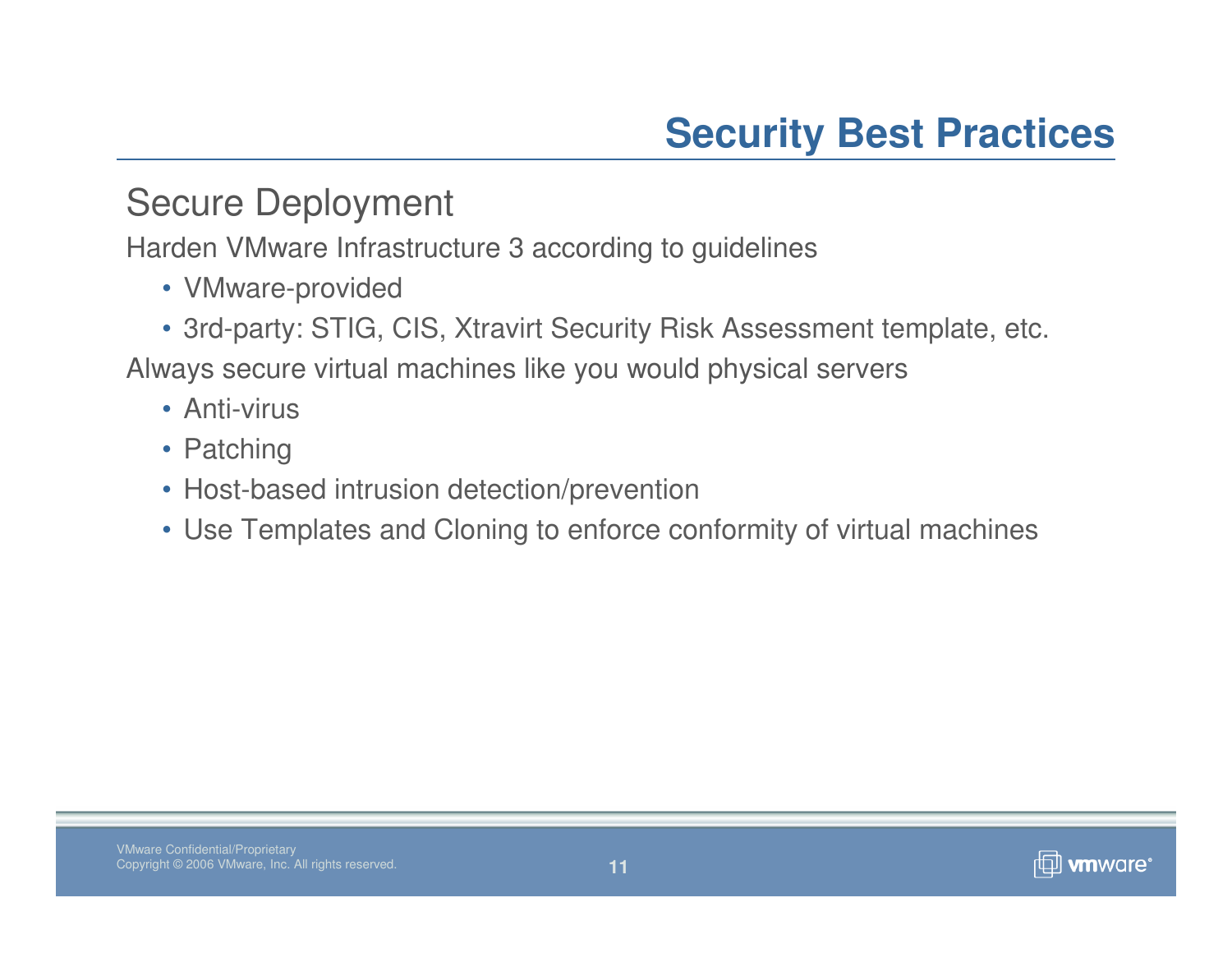# Security Best Practices

## Secure Deployment

Harden VMware Infrastructure 3 according to guidelines

- VMware-provided
- 3rd-party: STIG, CIS, Xtravirt Security Risk Assessment template, etc.

Always secure virtual machines like you would physical servers

- Anti-virus
- Patching
- Host-based intrusion detection/prevention
- Use Templates and Cloning to enforce conformity of virtual machines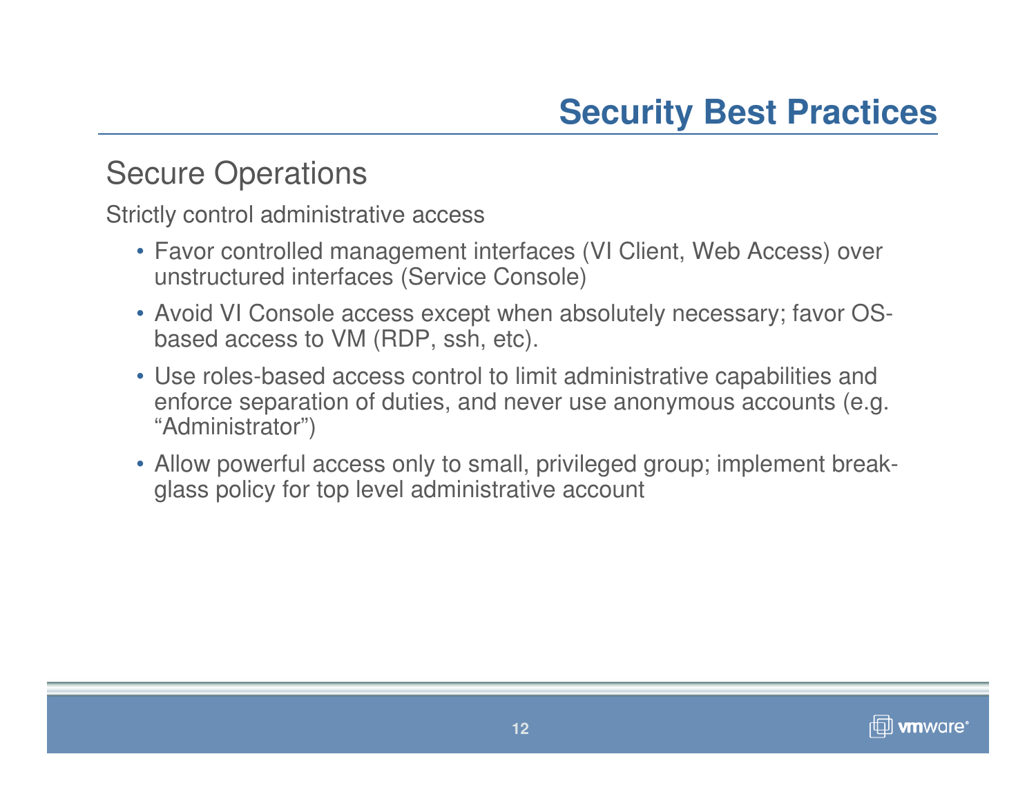# Security Best Practices

## Secure Operations

Strictly control administrative access

- Favor controlled management interfaces (VI Client, Web Access) over unstructured interfaces (Service Console)
- Avoid VI Console access except when absolutely necessary; favor OS-based access to VM (RDP, ssh, etc).
- Use roles-based access control to limit administrative capabilities and enforce separation of duties, and never use anonymous accounts (e.g. “Administrator”)
- Allow powerful access only to small, privileged group; implement break-glass policy for top level administrative account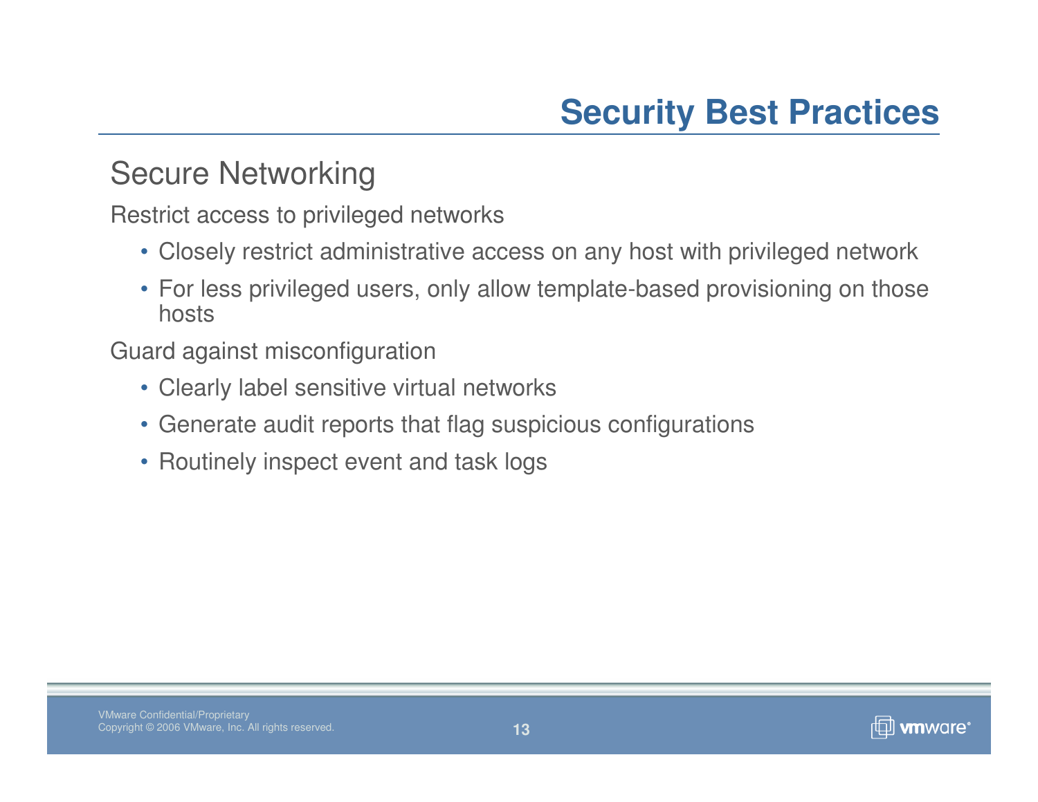# Security Best Practices

## Secure Networking

Restrict access to privileged networks

- Closely restrict administrative access on any host with privileged network
- For less privileged users, only allow template-based provisioning on those hosts

Guard against misconfiguration

- Clearly label sensitive virtual networks
- Generate audit reports that flag suspicious configurations
- Routinely inspect event and task logs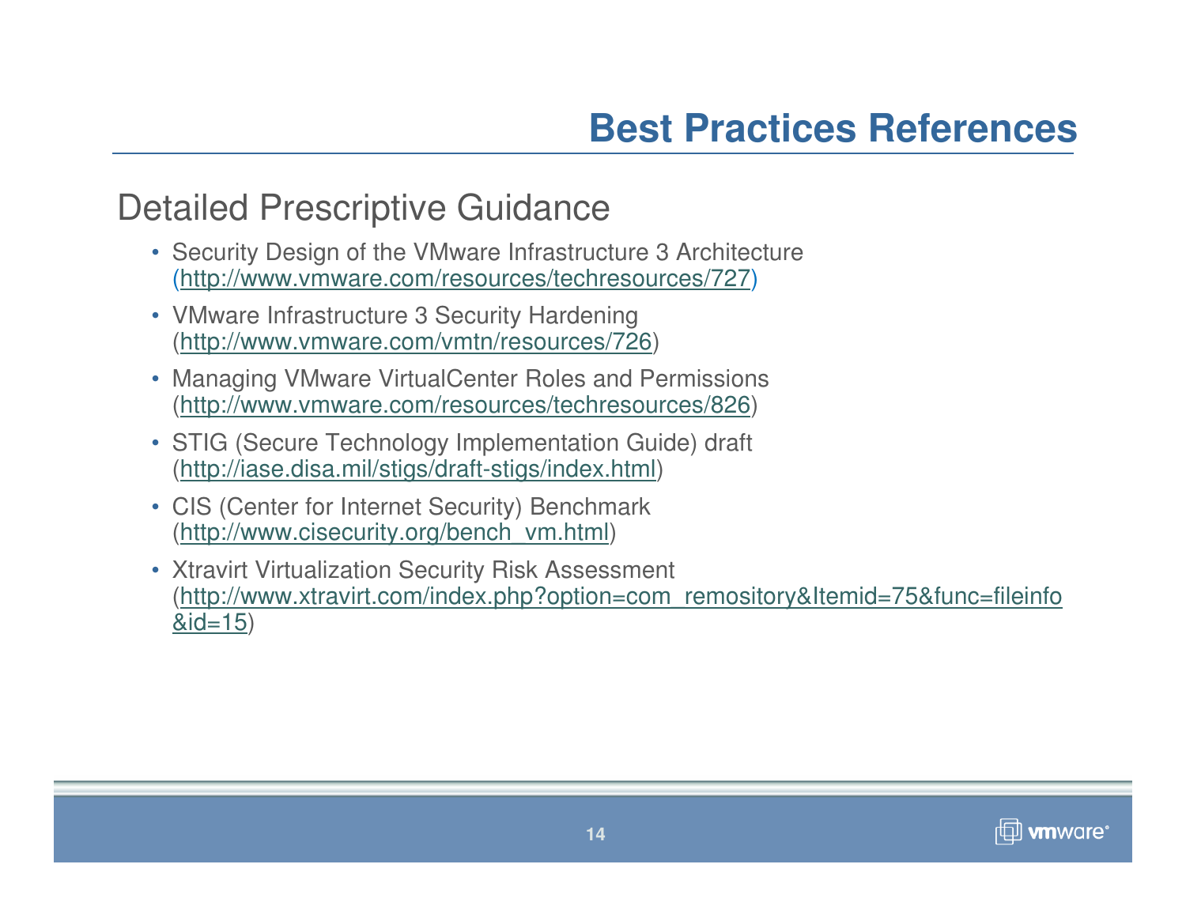# Best Practices References

## Detailed Prescriptive Guidance

- Security Design of the VMware Infrastructure 3 Architecture (http://www.vmware.com/resources/techresources/727)
- VMware Infrastructure 3 Security Hardening (http://www.vmware.com/vmtn/resources/726)
- Managing VMware VirtualCenter Roles and Permissions (http://www.vmware.com/resources/techresources/826)
- STIG (Secure Technology Implementation Guide) draft (http://iase.disa.mil/stigs/draft-stigs/index.html)
- CIS (Center for Internet Security) Benchmark (http://www.cisecurity.org/bench_vm.html)
- Xtravirt Virtualization Security Risk Assessment (http://www.xtravirt.com/index.php?option=com_remository&Itemid=75&func=fileinfo&id=15)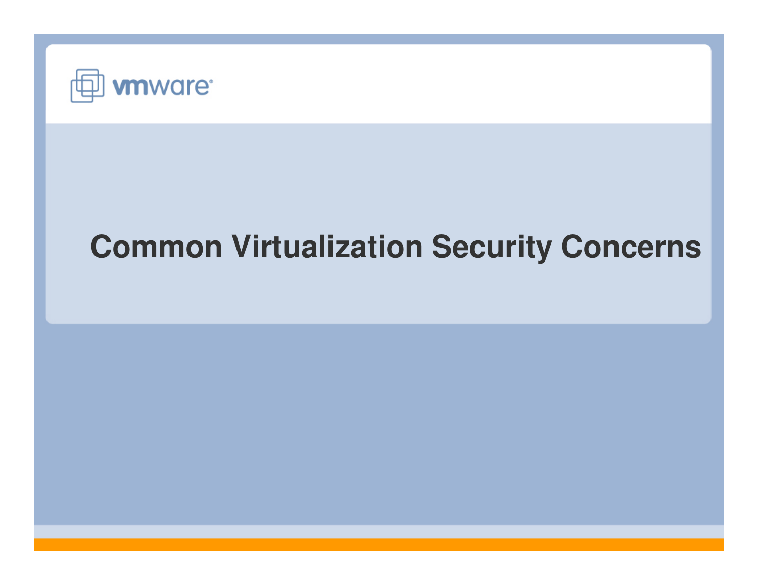# Common Virtualization Security Concerns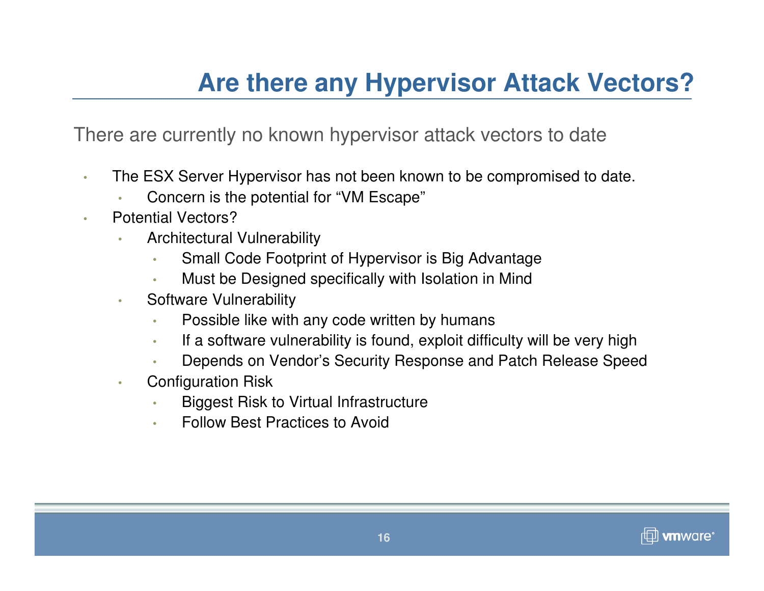# Are there any Hypervisor Attack Vectors?

There are currently no known hypervisor attack vectors to date

- The ESX Server Hypervisor has not been known to be compromised to date.
  - Concern is the potential for “VM Escape”
- Potential Vectors?
  - Architectural Vulnerability
    - Small Code Footprint of Hypervisor is Big Advantage
    - Must be Designed specifically with Isolation in Mind
  - Software Vulnerability
    - Possible like with any code written by humans
    - If a software vulnerability is found, exploit difficulty will be very high
    - Depends on Vendor’s Security Response and Patch Release Speed
  - Configuration Risk
    - Biggest Risk to Virtual Infrastructure
    - Follow Best Practices to Avoid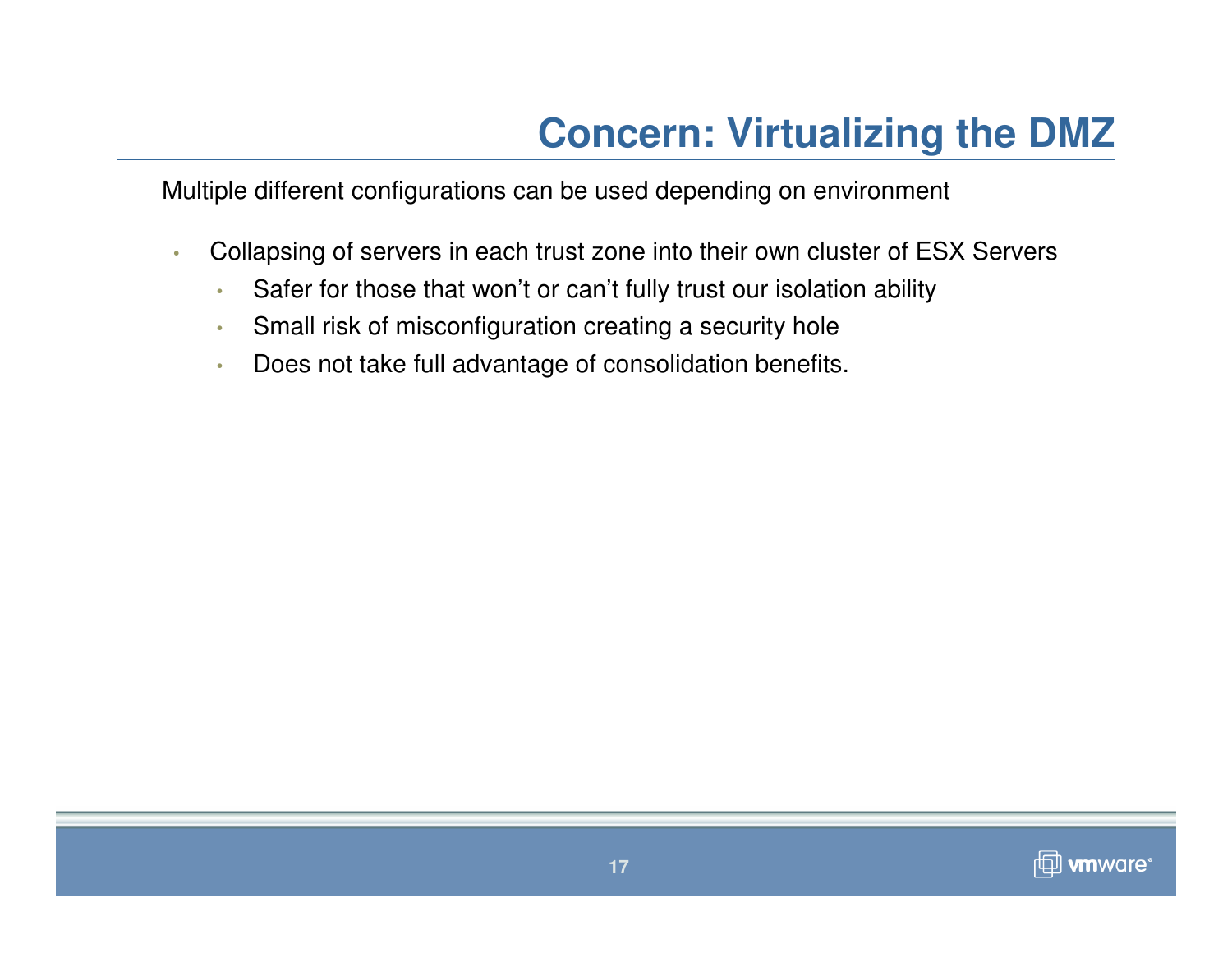# Concern: Virtualizing the DMZ

Multiple different configurations can be used depending on environment

- Collapsing of servers in each trust zone into their own cluster of ESX Servers
  - Safer for those that won't or can't fully trust our isolation ability
  - Small risk of misconfiguration creating a security hole
  - Does not take full advantage of consolidation benefits.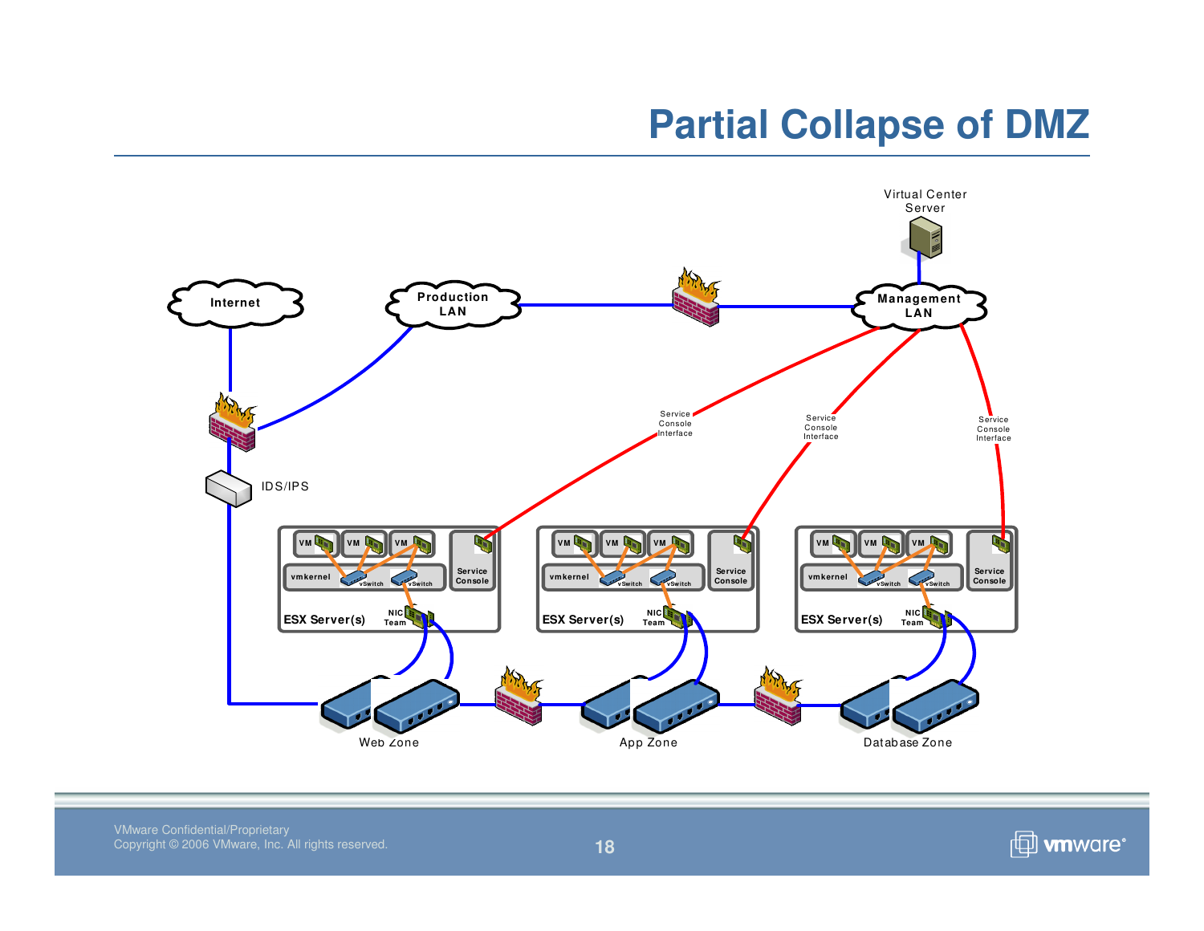# Partial Collapse of DMZ

Virtual Center Server

Internet

Production LAN

Management LAN

IDS/IPS

Service Console Interface

Service Console Interface

Service Console Interface

VM VM VM

vmkernel vSwitch vSwitch

Service Console

ESX Server(s) NIC Team

Web Zone

App Zone

Database Zone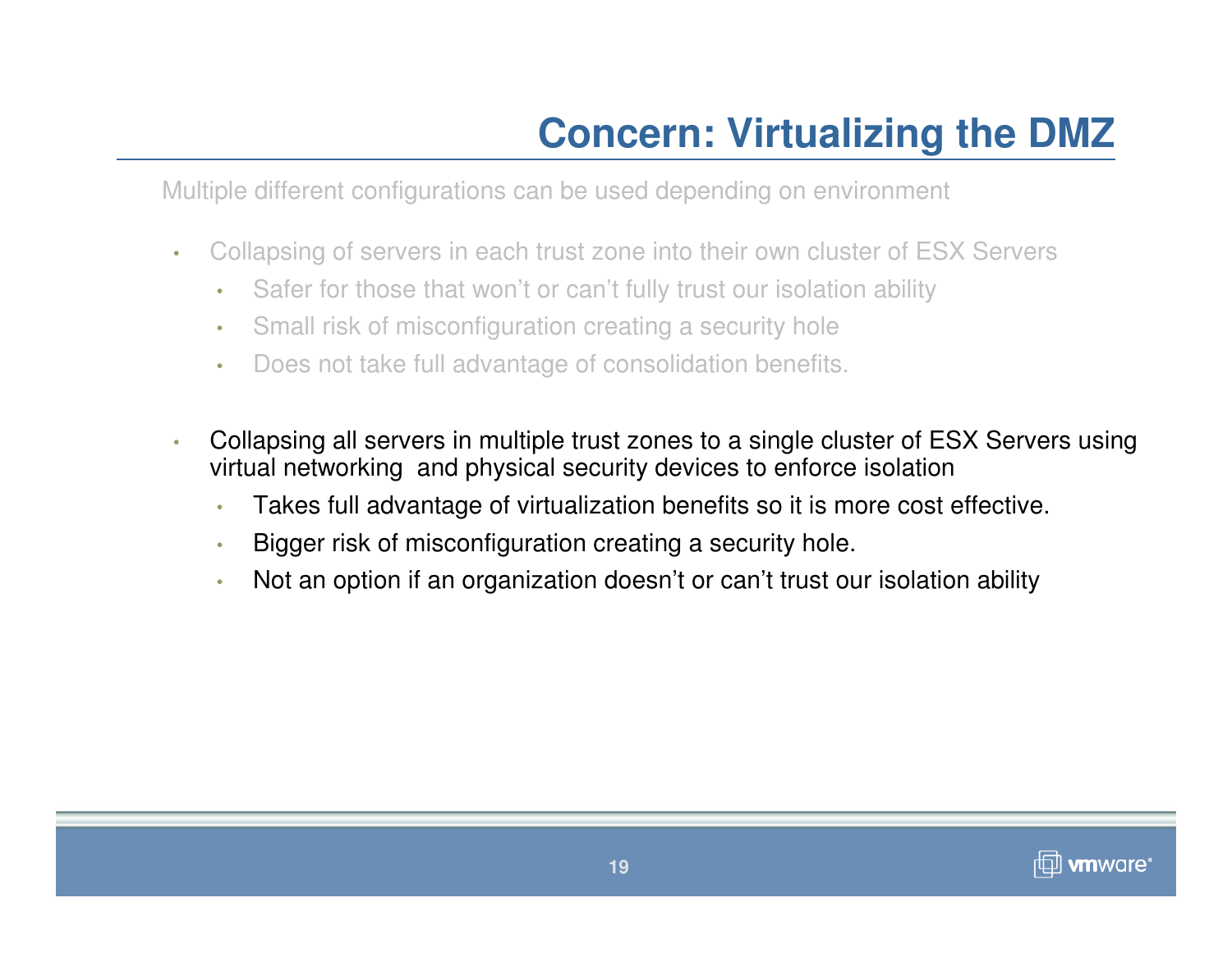# Concern: Virtualizing the DMZ

Multiple different configurations can be used depending on environment

- Collapsing of servers in each trust zone into their own cluster of ESX Servers
  - Safer for those that won't or can't fully trust our isolation ability
  - Small risk of misconfiguration creating a security hole
  - Does not take full advantage of consolidation benefits.

- Collapsing all servers in multiple trust zones to a single cluster of ESX Servers using virtual networking and physical security devices to enforce isolation
  - Takes full advantage of virtualization benefits so it is more cost effective.
  - Bigger risk of misconfiguration creating a security hole.
  - Not an option if an organization doesn't or can't trust our isolation ability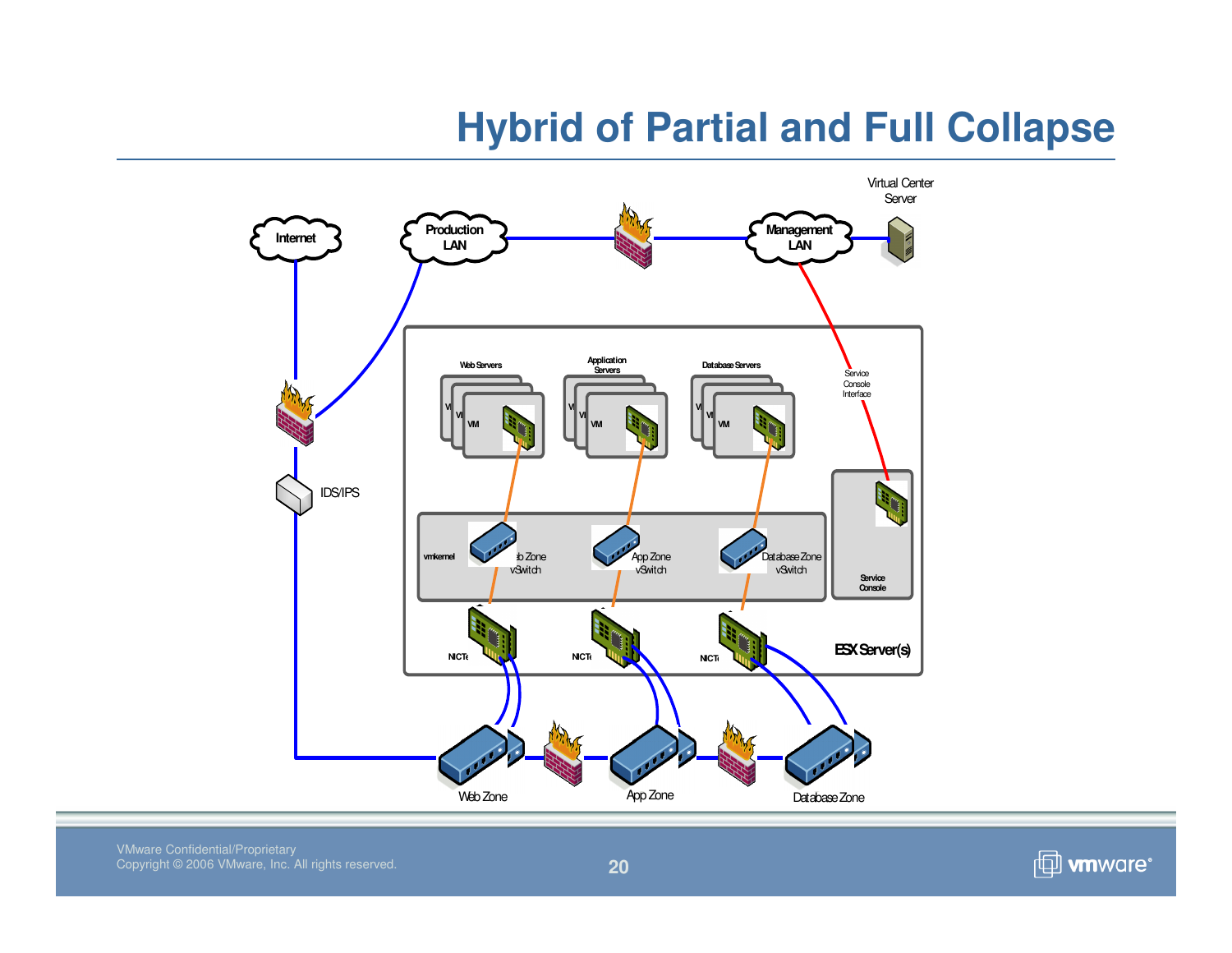# Hybrid of Partial and Full Collapse

Internet

Production LAN

Management LAN

Virtual Center Server

IDS/IPS

Web Servers

Application Servers

Database Servers

VM

VM

VM

Service Console Interface

vmkernel

Web Zone vSwitch

App Zone vSwitch

Database Zone vSwitch

Service Console

NICTe

NICTe

NICTe

ESX Server(s)

Web Zone

App Zone

Database Zone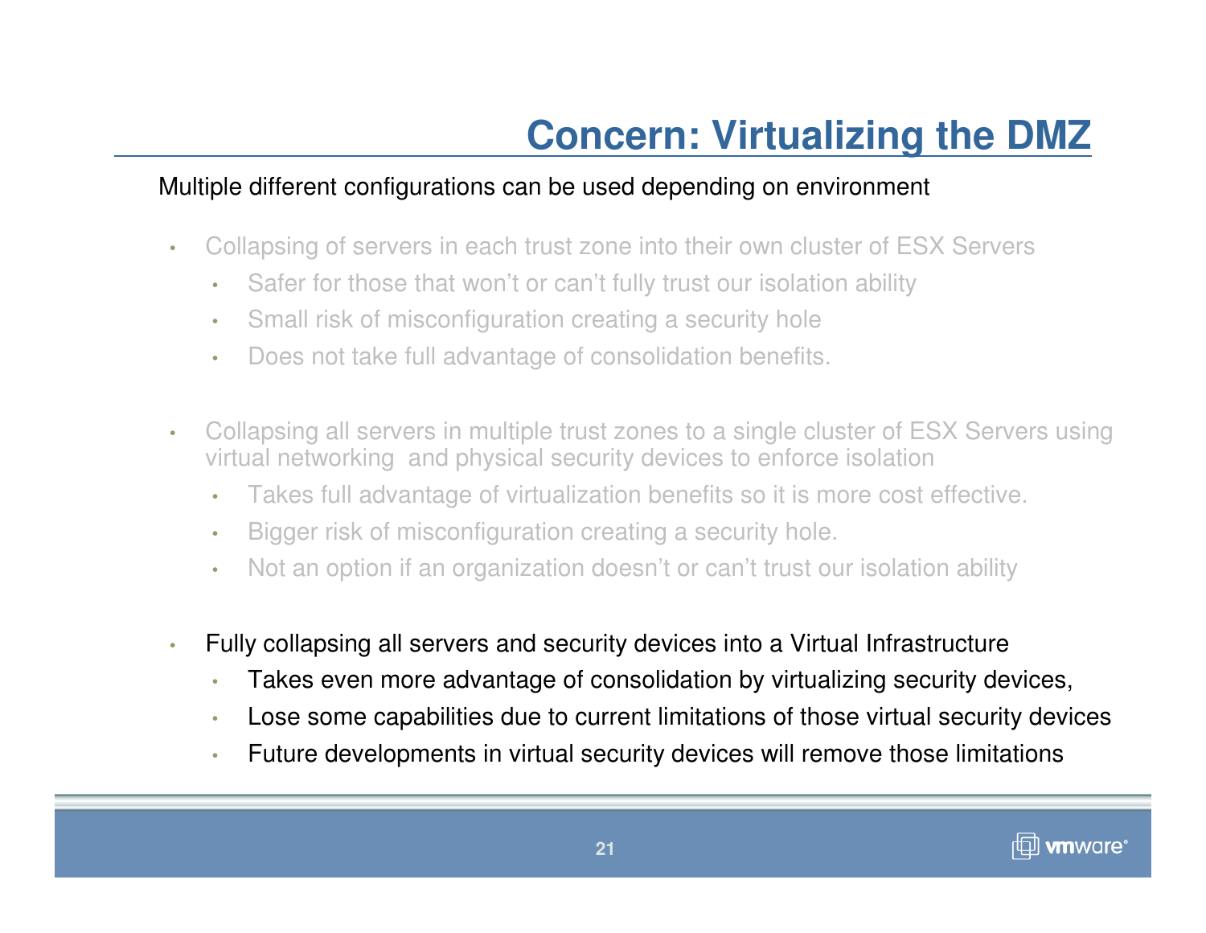# Concern: Virtualizing the DMZ

Multiple different configurations can be used depending on environment

- Collapsing of servers in each trust zone into their own cluster of ESX Servers
  - Safer for those that won't or can't fully trust our isolation ability
  - Small risk of misconfiguration creating a security hole
  - Does not take full advantage of consolidation benefits.
- Collapsing all servers in multiple trust zones to a single cluster of ESX Servers using virtual networking and physical security devices to enforce isolation
  - Takes full advantage of virtualization benefits so it is more cost effective.
  - Bigger risk of misconfiguration creating a security hole.
  - Not an option if an organization doesn't or can't trust our isolation ability
- Fully collapsing all servers and security devices into a Virtual Infrastructure
  - Takes even more advantage of consolidation by virtualizing security devices,
  - Lose some capabilities due to current limitations of those virtual security devices
  - Future developments in virtual security devices will remove those limitations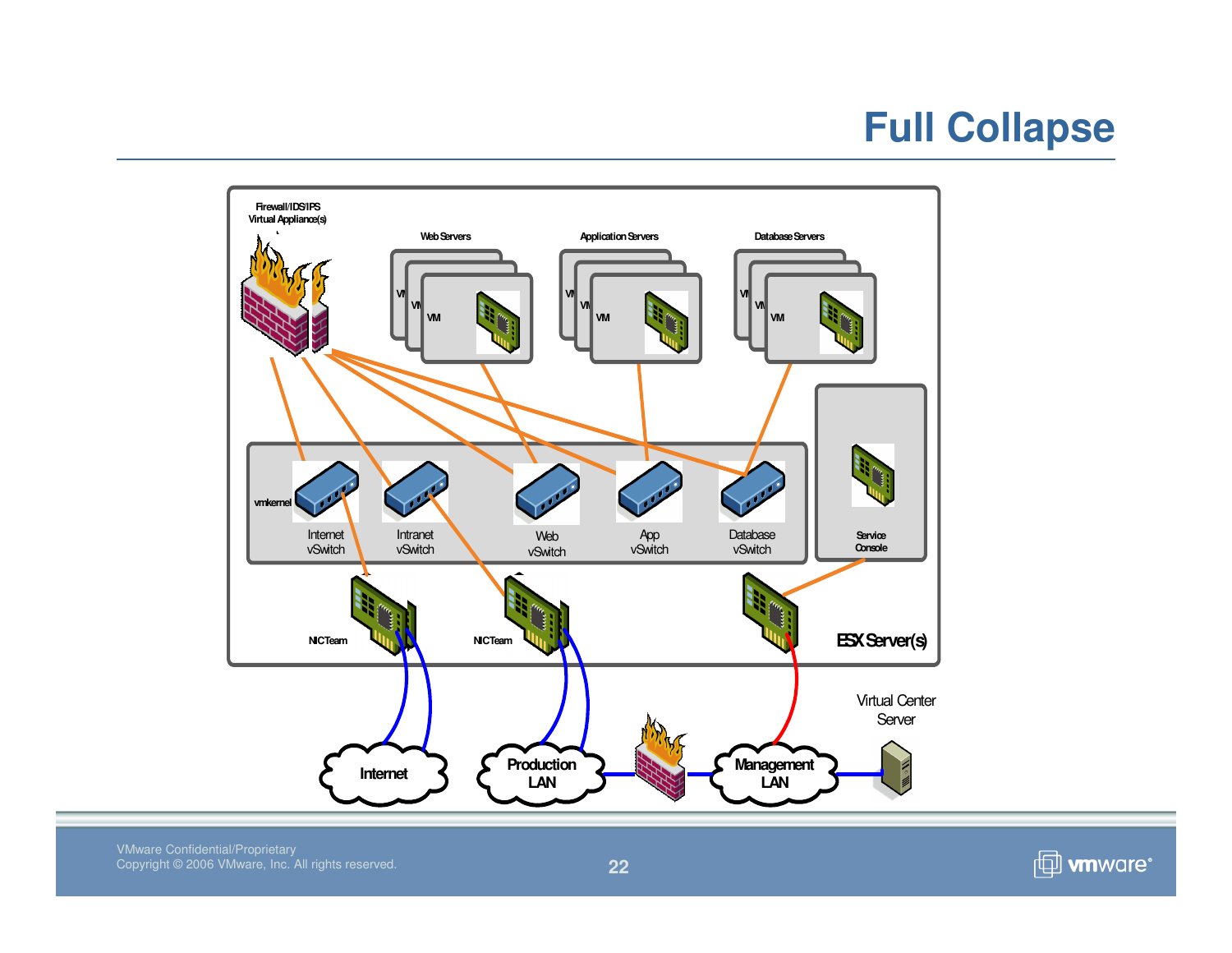# Full Collapse

Firewall/IDS/IPS Virtual Appliance(s)

Web Servers

Application Servers

Database Servers

VM

VM

VM

vmkernel

Internet vSwitch

Intranet vSwitch

Web vSwitch

App vSwitch

Database vSwitch

Service Console

NICTeam

NICTeam

ESX Server(s)

Virtual Center Server

Internet

Production LAN

Management LAN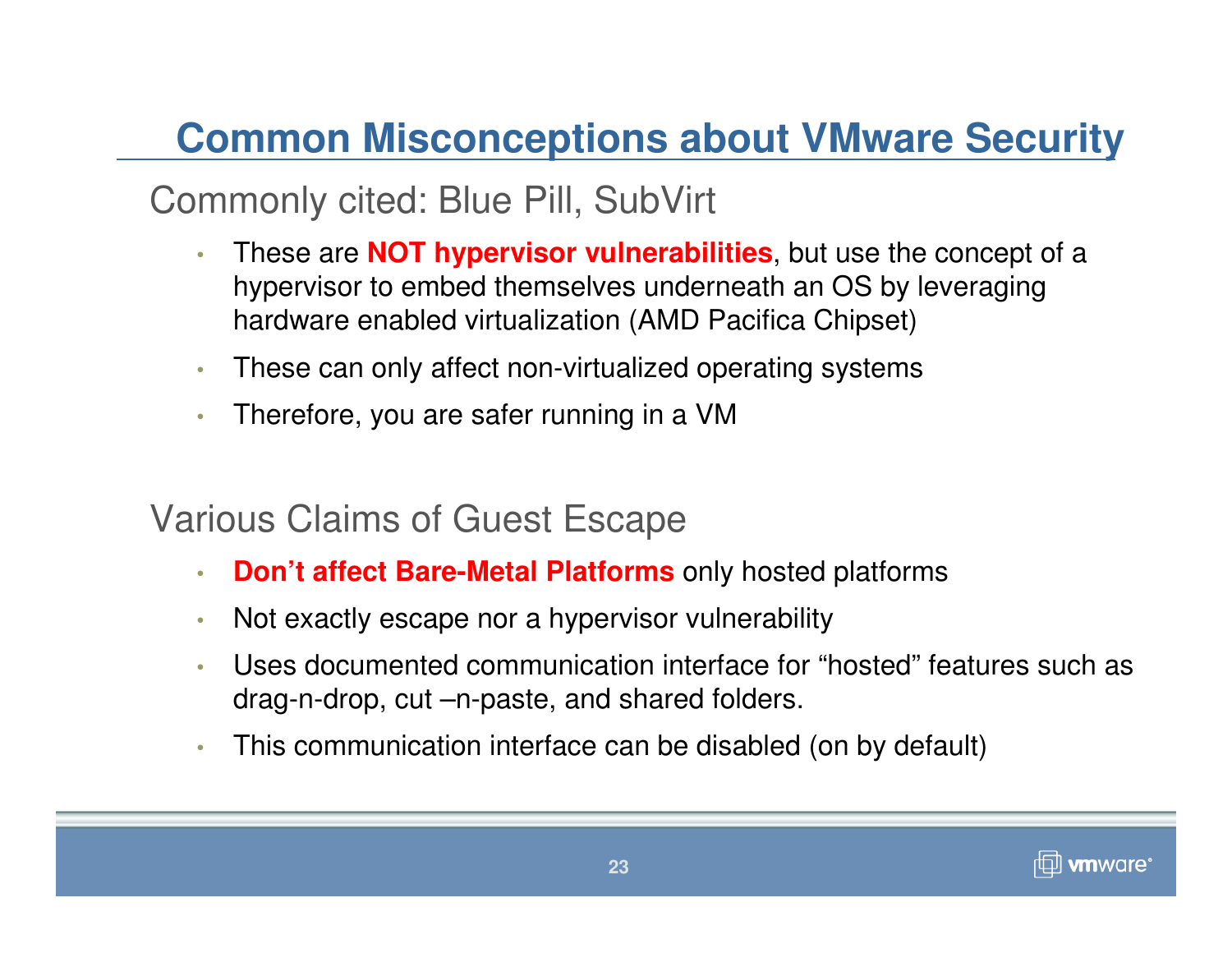# Common Misconceptions about VMware Security

## Commonly cited: Blue Pill, SubVirt

- These are **NOT hypervisor vulnerabilities**, but use the concept of a hypervisor to embed themselves underneath an OS by leveraging hardware enabled virtualization (AMD Pacifica Chipset)
- These can only affect non-virtualized operating systems
- Therefore, you are safer running in a VM

## Various Claims of Guest Escape

- **Don’t affect Bare-Metal Platforms** only hosted platforms
- Not exactly escape nor a hypervisor vulnerability
- Uses documented communication interface for “hosted” features such as drag-n-drop, cut –n-paste, and shared folders.
- This communication interface can be disabled (on by default)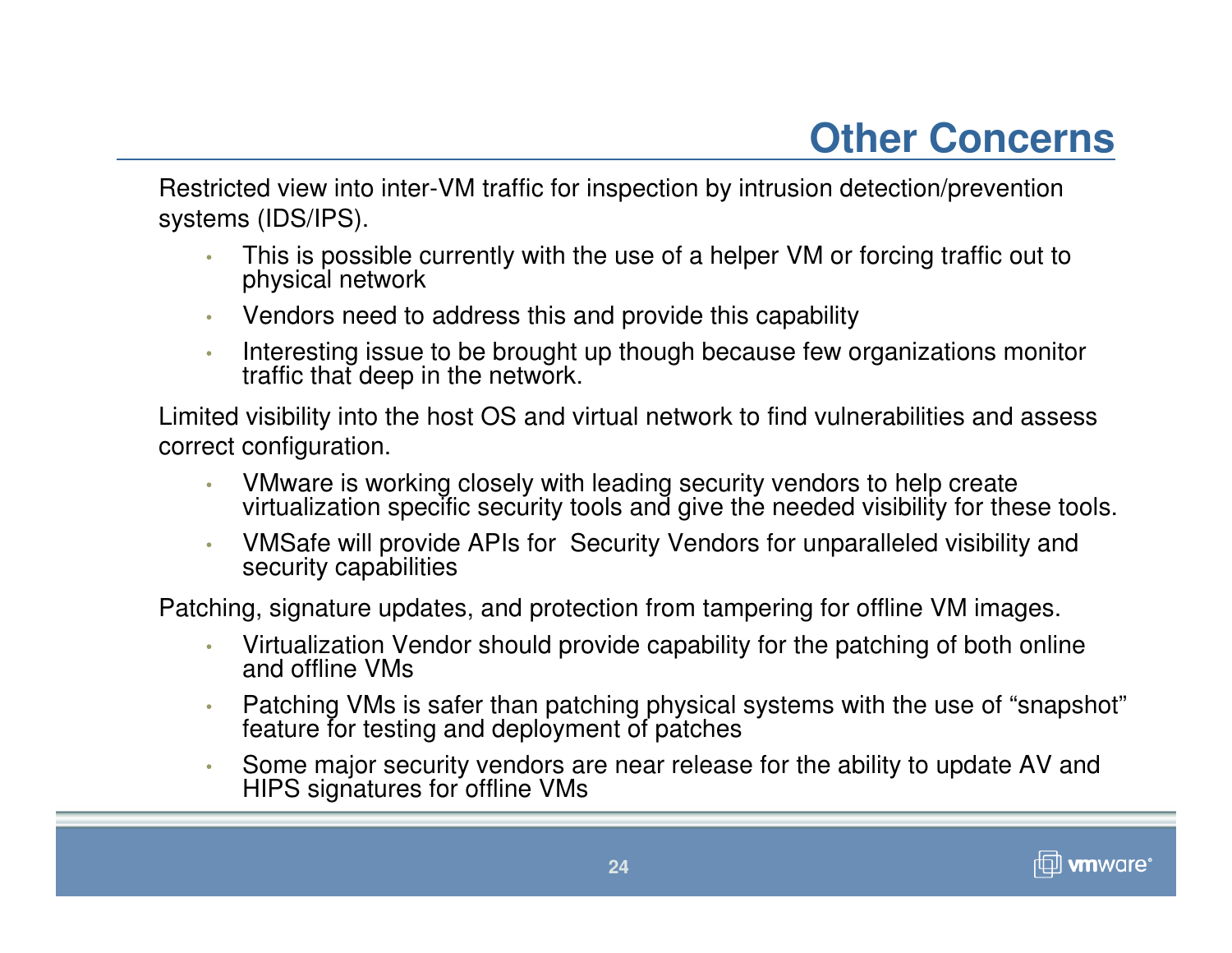# Other Concerns

Restricted view into inter-VM traffic for inspection by intrusion detection/prevention systems (IDS/IPS).

- This is possible currently with the use of a helper VM or forcing traffic out to physical network
- Vendors need to address this and provide this capability
- Interesting issue to be brought up though because few organizations monitor traffic that deep in the network.

Limited visibility into the host OS and virtual network to find vulnerabilities and assess correct configuration.

- VMware is working closely with leading security vendors to help create virtualization specific security tools and give the needed visibility for these tools.
- VMSafe will provide APIs for  Security Vendors for unparalleled visibility and security capabilities

Patching, signature updates, and protection from tampering for offline VM images.

- Virtualization Vendor should provide capability for the patching of both online and offline VMs
- Patching VMs is safer than patching physical systems with the use of "snapshot" feature for testing and deployment of patches
- Some major security vendors are near release for the ability to update AV and HIPS signatures for offline VMs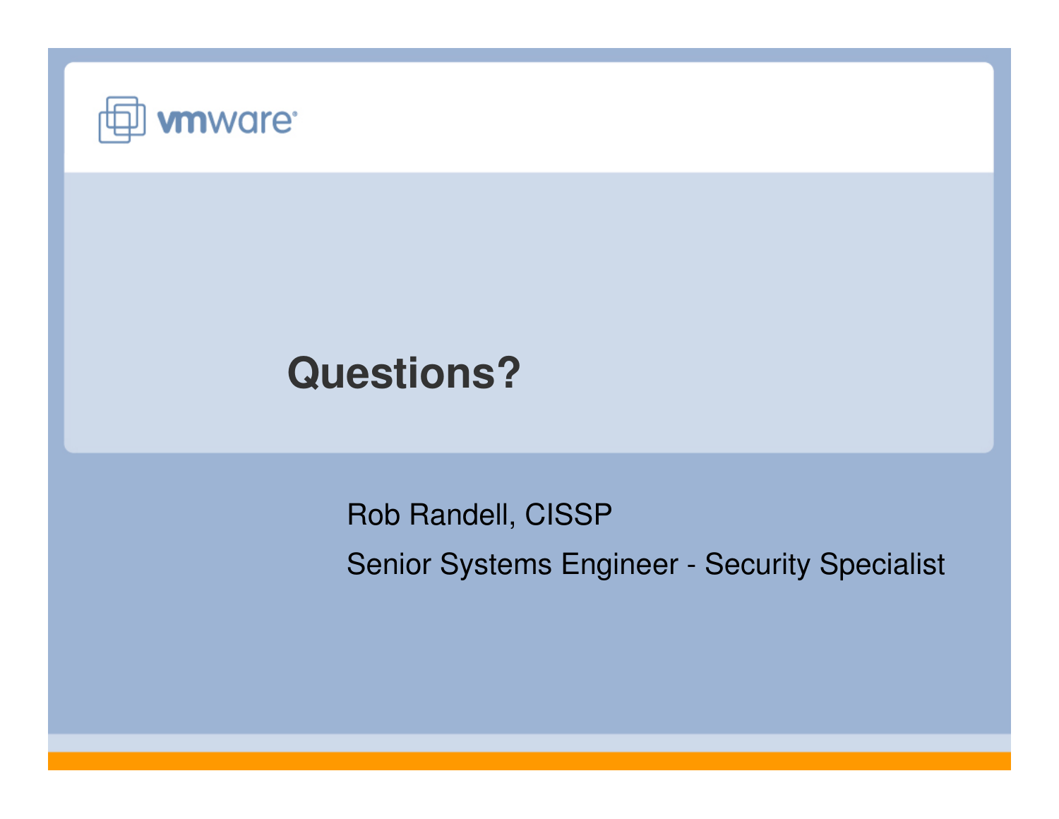# Questions?

Rob Randell, CISSP

Senior Systems Engineer - Security Specialist